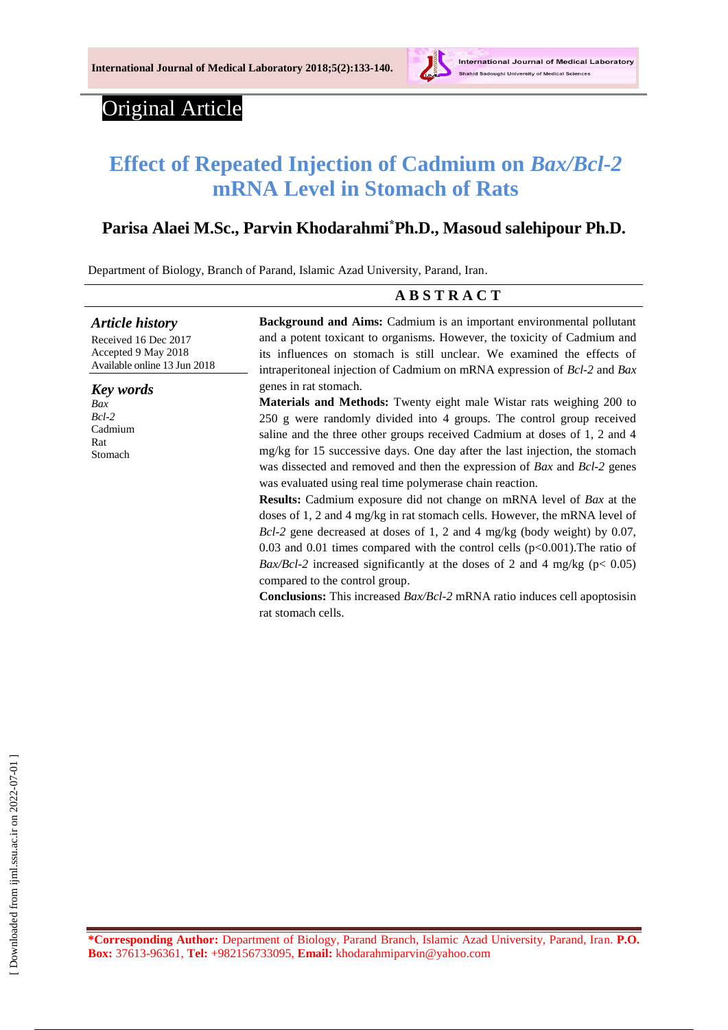Original Article

# Effect of Repeated Injection of Cadmium on *Bax/Bcl-2* mRNA Level in Stomach of Rats

## Parisa Alaei M.Sc., Parvin Khodarahmi[*]Ph.D., Masoud salehipour Ph.D.

Department of Biology, Branch of Parand, Islamic Azad University, Parand, Iran.

### *Article history*

Received 16 Dec 2017
Accepted 9 May 2018
Available online 13 Jun 2018

### *Key words*

*Bax*
*Bcl-2*
Cadmium
Rat
Stomach

## ABSTRACT

**Background and Aims:** Cadmium is an important environmental pollutant and a potent toxicant to organisms. However, the toxicity of Cadmium and its influences on stomach is still unclear. We examined the effects of intraperitoneal injection of Cadmium on mRNA expression of *Bcl-2* and *Bax* genes in rat stomach.

**Materials and Methods:** Twenty eight male Wistar rats weighing 200 to 250 g were randomly divided into 4 groups. The control group received saline and the three other groups received Cadmium at doses of 1, 2 and 4 mg/kg for 15 successive days. One day after the last injection, the stomach was dissected and removed and then the expression of *Bax* and *Bcl-2* genes was evaluated using real time polymerase chain reaction.

**Results:** Cadmium exposure did not change on mRNA level of *Bax* at the doses of 1, 2 and 4 mg/kg in rat stomach cells. However, the mRNA level of *Bcl-2* gene decreased at doses of 1, 2 and 4 mg/kg (body weight) by 0.07, 0.03 and 0.01 times compared with the control cells ($p<0.001$).The ratio of *Bax/Bcl-2* increased significantly at the doses of 2 and 4 mg/kg ($p< 0.05$) compared to the control group.

**Conclusions:** This increased *Bax/Bcl-2* mRNA ratio induces cell apoptosisin rat stomach cells.

**\*Corresponding Author:** Department of Biology, Parand Branch, Islamic Azad University, Parand, Iran. **P.O. Box:** 37613-96361, **Tel:** +982156733095, **Email:** khodarahmiparvin@yahoo.com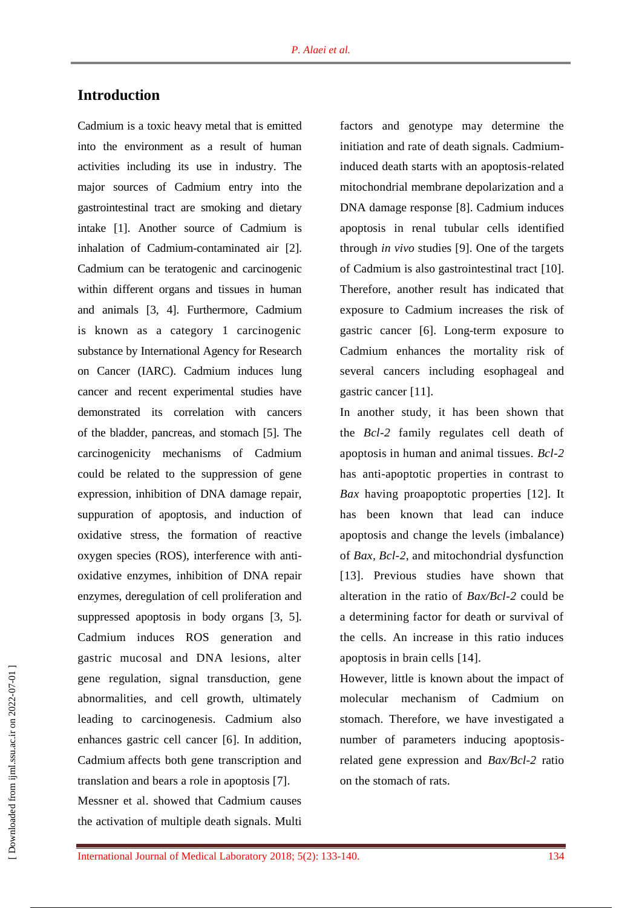## Introduction

Cadmium is a toxic heavy metal that is emitted into the environment as a result of human activities including its use in industry. The major sources of Cadmium entry into the gastrointestinal tract are smoking and dietary intake [1]. Another source of Cadmium is inhalation of Cadmium-contaminated air [2]. Cadmium can be teratogenic and carcinogenic within different organs and tissues in human and animals [3, 4]. Furthermore, Cadmium is known as a category 1 carcinogenic substance by International Agency for Research on Cancer (IARC). Cadmium induces lung cancer and recent experimental studies have demonstrated its correlation with cancers of the bladder, pancreas, and stomach [5]. The carcinogenicity mechanisms of Cadmium could be related to the suppression of gene expression, inhibition of DNA damage repair, suppuration of apoptosis, and induction of oxidative stress, the formation of reactive oxygen species (ROS), interference with anti-oxidative enzymes, inhibition of DNA repair enzymes, deregulation of cell proliferation and suppressed apoptosis in body organs [3, 5]. Cadmium induces ROS generation and gastric mucosal and DNA lesions, alter gene regulation, signal transduction, gene abnormalities, and cell growth, ultimately leading to carcinogenesis. Cadmium also enhances gastric cell cancer [6]. In addition, Cadmium affects both gene transcription and translation and bears a role in apoptosis [7].

Messner et al. showed that Cadmium causes the activation of multiple death signals. Multi factors and genotype may determine the initiation and rate of death signals. Cadmium-induced death starts with an apoptosis-related mitochondrial membrane depolarization and a DNA damage response [8]. Cadmium induces apoptosis in renal tubular cells identified through *in vivo* studies [9]. One of the targets of Cadmium is also gastrointestinal tract [10]. Therefore, another result has indicated that exposure to Cadmium increases the risk of gastric cancer [6]. Long-term exposure to Cadmium enhances the mortality risk of several cancers including esophageal and gastric cancer [11].

In another study, it has been shown that the *Bcl-2* family regulates cell death of apoptosis in human and animal tissues. *Bcl-2* has anti-apoptotic properties in contrast to *Bax* having proapoptotic properties [12]. It has been known that lead can induce apoptosis and change the levels (imbalance) of *Bax*, *Bcl-2*, and mitochondrial dysfunction [13]. Previous studies have shown that alteration in the ratio of *Bax/Bcl-2* could be a determining factor for death or survival of the cells. An increase in this ratio induces apoptosis in brain cells [14].

However, little is known about the impact of molecular mechanism of Cadmium on stomach. Therefore, we have investigated a number of parameters inducing apoptosis-related gene expression and *Bax/Bcl-2* ratio on the stomach of rats.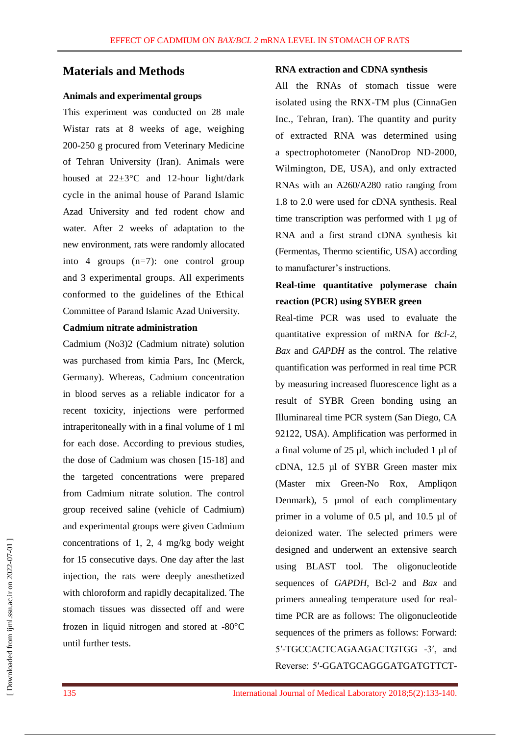## Materials and Methods

**Animals and experimental groups**

This experiment was conducted on 28 male Wistar rats at 8 weeks of age, weighing 200-250 g procured from Veterinary Medicine of Tehran University (Iran). Animals were housed at 22±3°C and 12-hour light/dark cycle in the animal house of Parand Islamic Azad University and fed rodent chow and water. After 2 weeks of adaptation to the new environment, rats were randomly allocated into 4 groups (n=7): one control group and 3 experimental groups. All experiments conformed to the guidelines of the Ethical Committee of Parand Islamic Azad University.

**Cadmium nitrate administration**

Cadmium (No3)2 (Cadmium nitrate) solution was purchased from kimia Pars, Inc (Merck, Germany). Whereas, Cadmium concentration in blood serves as a reliable indicator for a recent toxicity, injections were performed intraperitoneally with in a final volume of 1 ml for each dose. According to previous studies, the dose of Cadmium was chosen [15-18] and the targeted concentrations were prepared from Cadmium nitrate solution. The control group received saline (vehicle of Cadmium) and experimental groups were given Cadmium concentrations of 1, 2, 4 mg/kg body weight for 15 consecutive days. One day after the last injection, the rats were deeply anesthetized with chloroform and rapidly decapitalized. The stomach tissues was dissected off and were frozen in liquid nitrogen and stored at -80°C until further tests.

**RNA extraction and CDNA synthesis**

All the RNAs of stomach tissue were isolated using the RNX-TM plus (CinnaGen Inc., Tehran, Iran). The quantity and purity of extracted RNA was determined using a spectrophotometer (NanoDrop ND-2000, Wilmington, DE, USA), and only extracted RNAs with an A260/A280 ratio ranging from 1.8 to 2.0 were used for cDNA synthesis. Real time transcription was performed with 1 µg of RNA and a first strand cDNA synthesis kit (Fermentas, Thermo scientific, USA) according to manufacturer's instructions.

**Real-time quantitative polymerase chain reaction (PCR) using SYBER green**

Real-time PCR was used to evaluate the quantitative expression of mRNA for *Bcl-2, Bax* and *GAPDH* as the control. The relative quantification was performed in real time PCR by measuring increased fluorescence light as a result of SYBR Green bonding using an Illuminareal time PCR system (San Diego, CA 92122, USA). Amplification was performed in a final volume of 25 µl, which included 1 µl of cDNA, 12.5 µl of SYBR Green master mix (Master mix Green-No Rox, Ampliqon Denmark), 5 µmol of each complimentary primer in a volume of 0.5 µl, and 10.5 µl of deionized water. The selected primers were designed and underwent an extensive search using BLAST tool. The oligonucleotide sequences of *GAPDH*, Bcl-2 and *Bax* and primers annealing temperature used for real-time PCR are as follows: The oligonucleotide sequences of the primers as follows: Forward: 5′-TGCCACTCAGAAGACTGTGG -3′, and Reverse: 5′-GGATGCAGGGATGATGTTCT-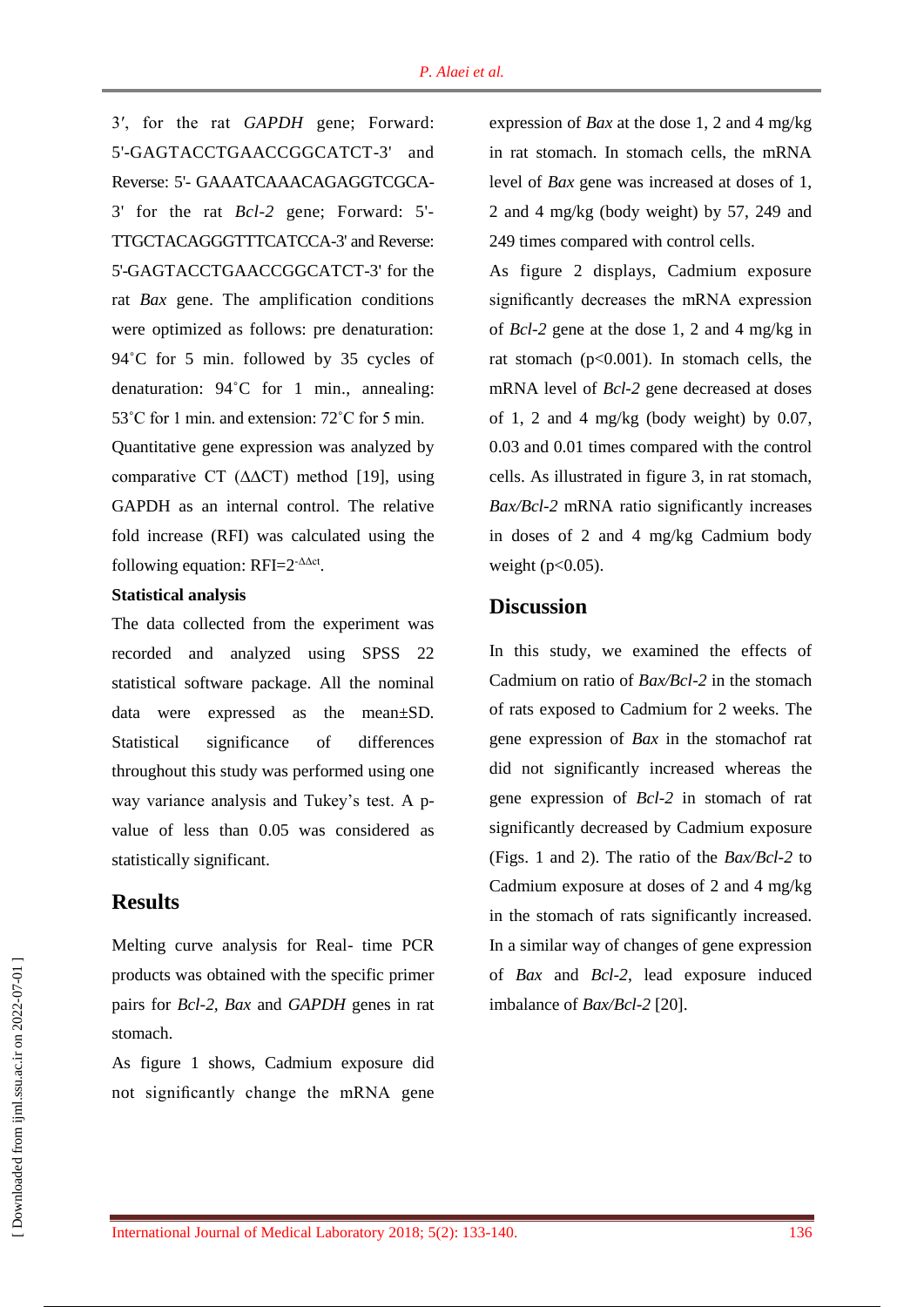3′, for the rat *GAPDH* gene; Forward: 5'-GAGTACCTGAACCGGCATCT-3' and Reverse: 5'- GAAATCAAACAGAGGTCGCA-3' for the rat *Bcl-2* gene; Forward: 5'-TTGCTACAGGGTTTCATCCA-3' and Reverse: 5'-GAGTACCTGAACCGGCATCT-3' for the rat *Bax* gene. The amplification conditions were optimized as follows: pre denaturation: 94˚C for 5 min. followed by 35 cycles of denaturation: 94˚C for 1 min., annealing: 53˚C for 1 min. and extension: 72˚C for 5 min.

Quantitative gene expression was analyzed by comparative CT (ΔΔCT) method [19], using GAPDH as an internal control. The relative fold increase (RFI) was calculated using the following equation: RFI=$2^{-\Delta\Delta ct}$.

**Statistical analysis**

The data collected from the experiment was recorded and analyzed using SPSS 22 statistical software package. All the nominal data were expressed as the mean±SD. Statistical significance of differences throughout this study was performed using one way variance analysis and Tukey's test. A p-value of less than 0.05 was considered as statistically significant.

## Results

Melting curve analysis for Real- time PCR products was obtained with the specific primer pairs for *Bcl-2, Bax* and *GAPDH* genes in rat stomach.

As figure 1 shows, Cadmium exposure did not significantly change the mRNA gene expression of *Bax* at the dose 1, 2 and 4 mg/kg in rat stomach. In stomach cells, the mRNA level of *Bax* gene was increased at doses of 1, 2 and 4 mg/kg (body weight) by 57, 249 and 249 times compared with control cells.

As figure 2 displays, Cadmium exposure significantly decreases the mRNA expression of *Bcl-2* gene at the dose 1, 2 and 4 mg/kg in rat stomach ($p<0.001$). In stomach cells, the mRNA level of *Bcl-2* gene decreased at doses of 1, 2 and 4 mg/kg (body weight) by 0.07, 0.03 and 0.01 times compared with the control cells. As illustrated in figure 3, in rat stomach, *Bax/Bcl-2* mRNA ratio significantly increases in doses of 2 and 4 mg/kg Cadmium body weight ($p<0.05$).

## Discussion

In this study, we examined the effects of Cadmium on ratio of *Bax/Bcl-2* in the stomach of rats exposed to Cadmium for 2 weeks. The gene expression of *Bax* in the stomachof rat did not significantly increased whereas the gene expression of *Bcl-2* in stomach of rat significantly decreased by Cadmium exposure (Figs. 1 and 2). The ratio of the *Bax/Bcl-2* to Cadmium exposure at doses of 2 and 4 mg/kg in the stomach of rats significantly increased. In a similar way of changes of gene expression of *Bax* and *Bcl-2*, lead exposure induced imbalance of *Bax/Bcl-2* [20].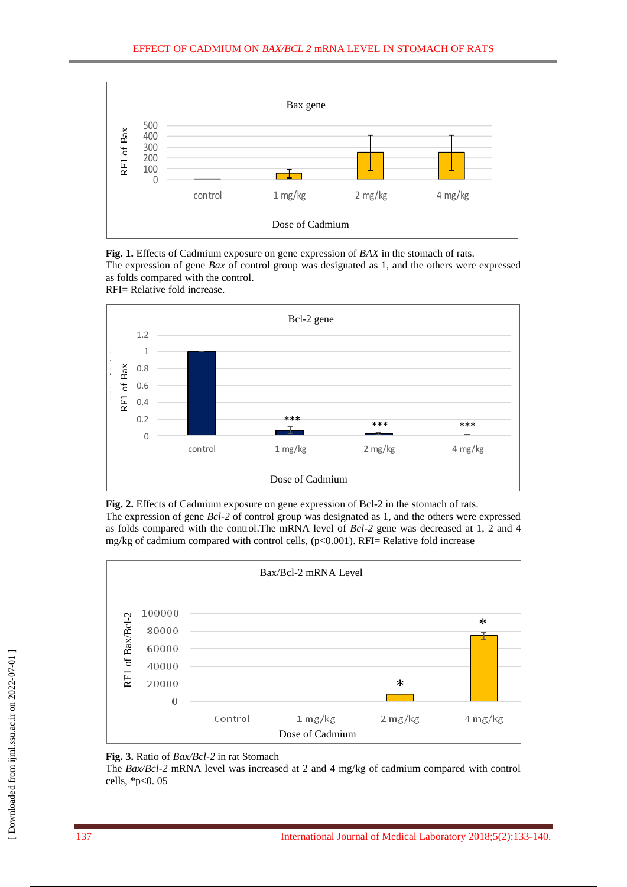**Fig. 1.** Effects of Cadmium exposure on gene expression of *BAX* in the stomach of rats.
The expression of gene *Bax* of control group was designated as 1, and the others were expressed as folds compared with the control.
RFI= Relative fold increase.

**Fig. 2.** Effects of Cadmium exposure on gene expression of Bcl-2 in the stomach of rats.
The expression of gene *Bcl-2* of control group was designated as 1, and the others were expressed as folds compared with the control.The mRNA level of *Bcl-2* gene was decreased at 1, 2 and 4 mg/kg of cadmium compared with control cells, ($p<0.001$). RFI= Relative fold increase

**Fig. 3.** Ratio of *Bax/Bcl-2* in rat Stomach
The *Bax/Bcl-2* mRNA level was increased at 2 and 4 mg/kg of cadmium compared with control cells, *p<0. 05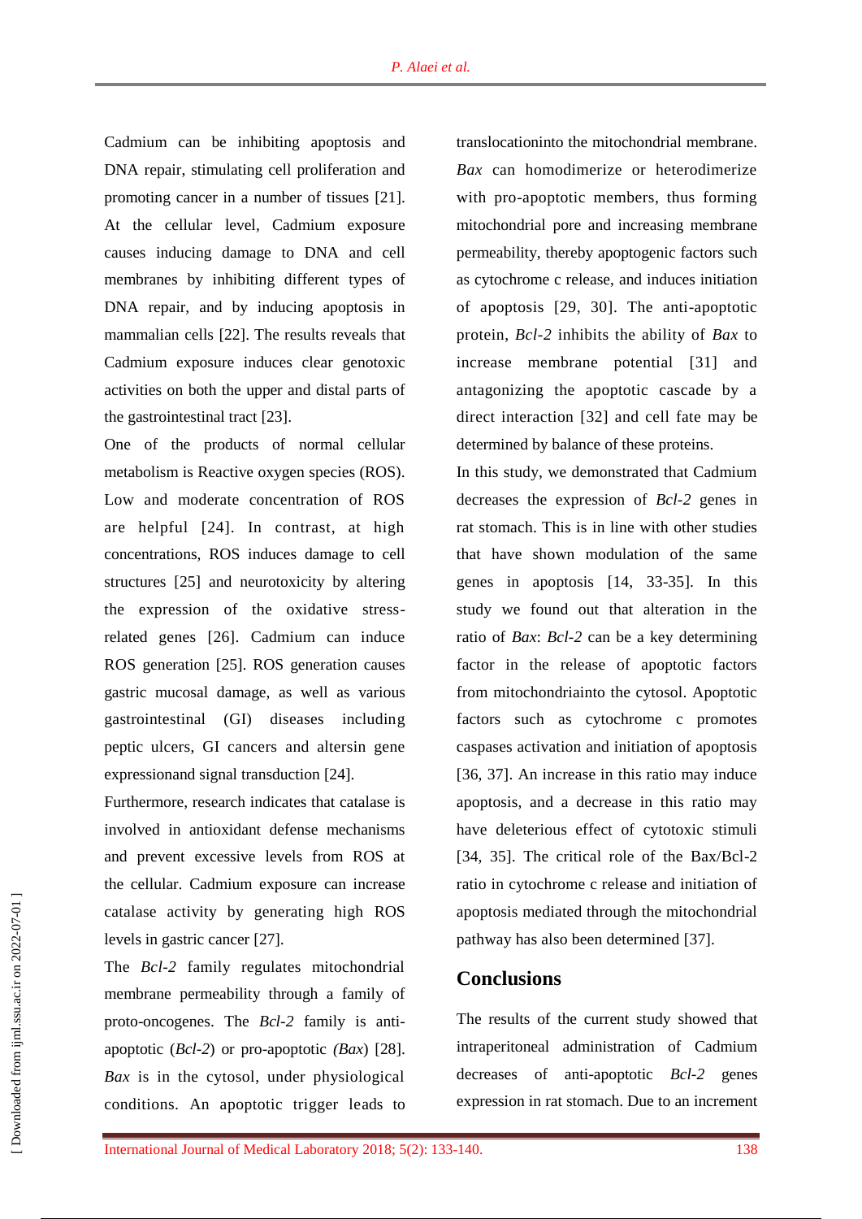Cadmium can be inhibiting apoptosis and DNA repair, stimulating cell proliferation and promoting cancer in a number of tissues [21]. At the cellular level, Cadmium exposure causes inducing damage to DNA and cell membranes by inhibiting different types of DNA repair, and by inducing apoptosis in mammalian cells [22]. The results reveals that Cadmium exposure induces clear genotoxic activities on both the upper and distal parts of the gastrointestinal tract [23].

One of the products of normal cellular metabolism is Reactive oxygen species (ROS). Low and moderate concentration of ROS are helpful [24]. In contrast, at high concentrations, ROS induces damage to cell structures [25] and neurotoxicity by altering the expression of the oxidative stress-related genes [26]. Cadmium can induce ROS generation [25]. ROS generation causes gastric mucosal damage, as well as various gastrointestinal (GI) diseases including peptic ulcers, GI cancers and altersin gene expressionand signal transduction [24].

Furthermore, research indicates that catalase is involved in antioxidant defense mechanisms and prevent excessive levels from ROS at the cellular. Cadmium exposure can increase catalase activity by generating high ROS levels in gastric cancer [27].

The *Bcl-2* family regulates mitochondrial membrane permeability through a family of proto-oncogenes. The *Bcl-2* family is anti-apoptotic (*Bcl-2*) or pro-apoptotic *(Bax*) [28]. *Bax* is in the cytosol, under physiological conditions. An apoptotic trigger leads to translocationinto the mitochondrial membrane. *Bax* can homodimerize or heterodimerize with pro-apoptotic members, thus forming mitochondrial pore and increasing membrane permeability, thereby apoptogenic factors such as cytochrome c release, and induces initiation of apoptosis [29, 30]. The anti-apoptotic protein, *Bcl-2* inhibits the ability of *Bax* to increase membrane potential [31] and antagonizing the apoptotic cascade by a direct interaction [32] and cell fate may be determined by balance of these proteins.

In this study, we demonstrated that Cadmium decreases the expression of *Bcl-2* genes in rat stomach. This is in line with other studies that have shown modulation of the same genes in apoptosis [14, 33-35]. In this study we found out that alteration in the ratio of *Bax*: *Bcl-2* can be a key determining factor in the release of apoptotic factors from mitochondriainto the cytosol. Apoptotic factors such as cytochrome c promotes caspases activation and initiation of apoptosis [36, 37]. An increase in this ratio may induce apoptosis, and a decrease in this ratio may have deleterious effect of cytotoxic stimuli [34, 35]. The critical role of the Bax/Bcl-2 ratio in cytochrome c release and initiation of apoptosis mediated through the mitochondrial pathway has also been determined [37].

## Conclusions

The results of the current study showed that intraperitoneal administration of Cadmium decreases of anti-apoptotic *Bcl-2* genes expression in rat stomach. Due to an increment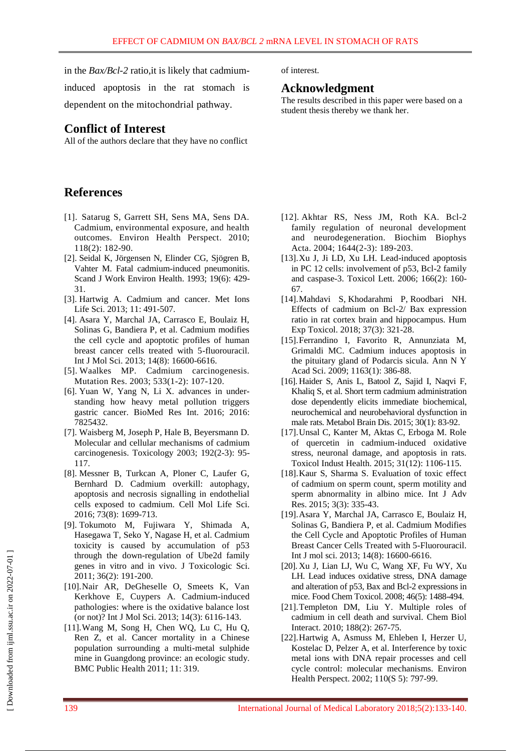in the *Bax/Bcl-2* ratio,it is likely that cadmium-induced apoptosis in the rat stomach is dependent on the mitochondrial pathway.

## Conflict of Interest

All of the authors declare that they have no conflict of interest.

## Acknowledgment

The results described in this paper were based on a student thesis thereby we thank her.

## References

[1]. Satarug S, Garrett SH, Sens MA, Sens DA. Cadmium, environmental exposure, and health outcomes. Environ Health Perspect. 2010; 118(2): 182-90.

[2]. Seidal K, Jörgensen N, Elinder CG, Sjögren B, Vahter M. Fatal cadmium-induced pneumonitis. Scand J Work Environ Health. 1993; 19(6): 429-31.

[3]. Hartwig A. Cadmium and cancer. Met Ions Life Sci. 2013; 11: 491-507.

[4]. Asara Y, Marchal JA, Carrasco E, Boulaiz H, Solinas G, Bandiera P, et al. Cadmium modifies the cell cycle and apoptotic profiles of human breast cancer cells treated with 5-fluorouracil. Int J Mol Sci. 2013; 14(8): 16600-6616.

[5]. Waalkes MP. Cadmium carcinogenesis. Mutation Res. 2003; 533(1-2): 107-120.

[6]. Yuan W, Yang N, Li X. advances in under-standing how heavy metal pollution triggers gastric cancer. BioMed Res Int. 2016; 2016: 7825432.

[7]. Waisberg M, Joseph P, Hale B, Beyersmann D. Molecular and cellular mechanisms of cadmium carcinogenesis. Toxicology 2003; 192(2-3): 95-117.

[8]. Messner B, Turkcan A, Ploner C, Laufer G, Bernhard D. Cadmium overkill: autophagy, apoptosis and necrosis signalling in endothelial cells exposed to cadmium. Cell Mol Life Sci. 2016; 73(8): 1699-713.

[9]. Tokumoto M, Fujiwara Y, Shimada A, Hasegawa T, Seko Y, Nagase H, et al. Cadmium toxicity is caused by accumulation of p53 through the down-regulation of Ube2d family genes in vitro and in vivo. J Toxicologic Sci. 2011; 36(2): 191-200.

[10]. Nair AR, DeGheselle O, Smeets K, Van Kerkhove E, Cuypers A. Cadmium-induced pathologies: where is the oxidative balance lost (or not)? Int J Mol Sci. 2013; 14(3): 6116-143.

[11]. Wang M, Song H, Chen WQ, Lu C, Hu Q, Ren Z, et al. Cancer mortality in a Chinese population surrounding a multi-metal sulphide mine in Guangdong province: an ecologic study. BMC Public Health 2011; 11: 319.

[12]. Akhtar RS, Ness JM, Roth KA. Bcl-2 family regulation of neuronal development and neurodegeneration. Biochim Biophys Acta. 2004; 1644(2-3): 189-203.

[13]. Xu J, Ji LD, Xu LH. Lead-induced apoptosis in PC 12 cells: involvement of p53, Bcl-2 family and caspase-3. Toxicol Lett. 2006; 166(2): 160-67.

[14]. Mahdavi S, Khodarahmi P, Roodbari NH. Effects of cadmium on Bcl-2/ Bax expression ratio in rat cortex brain and hippocampus. Hum Exp Toxicol. 2018; 37(3): 321-28.

[15]. Ferrandino I, Favorito R, Annunziata M, Grimaldi MC. Cadmium induces apoptosis in the pituitary gland of Podarcis sicula. Ann N Y Acad Sci. 2009; 1163(1): 386-88.

[16]. Haider S, Anis L, Batool Z, Sajid I, Naqvi F, Khaliq S, et al. Short term cadmium administration dose dependently elicits immediate biochemical, neurochemical and neurobehavioral dysfunction in male rats. Metabol Brain Dis. 2015; 30(1): 83-92.

[17]. Unsal C, Kanter M, Aktas C, Erboga M. Role of quercetin in cadmium-induced oxidative stress, neuronal damage, and apoptosis in rats. Toxicol Indust Health. 2015; 31(12): 1106-115.

[18]. Kaur S, Sharma S. Evaluation of toxic effect of cadmium on sperm count, sperm motility and sperm abnormality in albino mice. Int J Adv Res. 2015; 3(3): 335-43.

[19]. Asara Y, Marchal JA, Carrasco E, Boulaiz H, Solinas G, Bandiera P, et al. Cadmium Modifies the Cell Cycle and Apoptotic Profiles of Human Breast Cancer Cells Treated with 5-Fluorouracil. Int J mol sci. 2013; 14(8): 16600-6616.

[20]. Xu J, Lian LJ, Wu C, Wang XF, Fu WY, Xu LH. Lead induces oxidative stress, DNA damage and alteration of p53, Bax and Bcl-2 expressions in mice. Food Chem Toxicol. 2008; 46(5): 1488-494.

[21]. Templeton DM, Liu Y. Multiple roles of cadmium in cell death and survival. Chem Biol Interact. 2010; 188(2): 267-75.

[22]. Hartwig A, Asmuss M, Ehleben I, Herzer U, Kostelac D, Pelzer A, et al. Interference by toxic metal ions with DNA repair processes and cell cycle control: molecular mechanisms. Environ Health Perspect. 2002; 110(S 5): 797-99.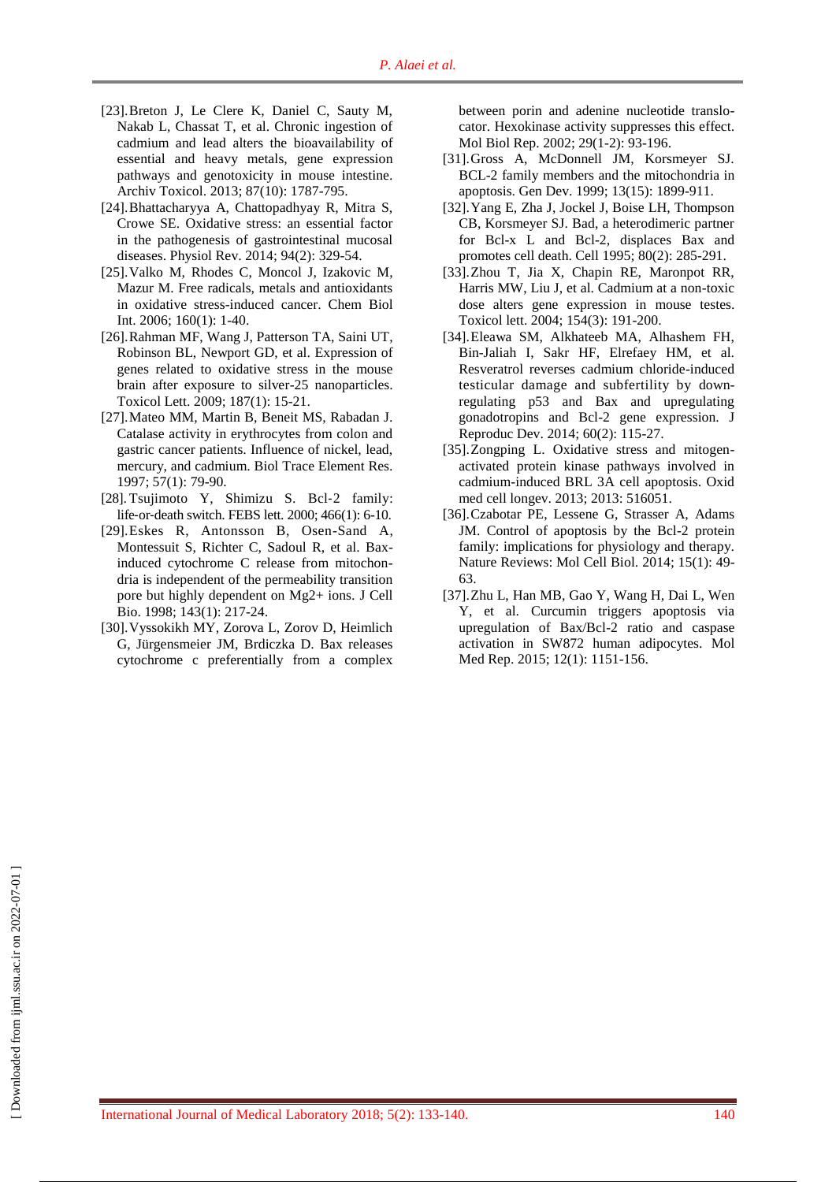[23]. Breton J, Le Clere K, Daniel C, Sauty M, Nakab L, Chassat T, et al. Chronic ingestion of cadmium and lead alters the bioavailability of essential and heavy metals, gene expression pathways and genotoxicity in mouse intestine. Archiv Toxicol. 2013; 87(10): 1787-795.

[24]. Bhattacharyya A, Chattopadhyay R, Mitra S, Crowe SE. Oxidative stress: an essential factor in the pathogenesis of gastrointestinal mucosal diseases. Physiol Rev. 2014; 94(2): 329-54.

[25]. Valko M, Rhodes C, Moncol J, Izakovic M, Mazur M. Free radicals, metals and antioxidants in oxidative stress-induced cancer. Chem Biol Int. 2006; 160(1): 1-40.

[26]. Rahman MF, Wang J, Patterson TA, Saini UT, Robinson BL, Newport GD, et al. Expression of genes related to oxidative stress in the mouse brain after exposure to silver-25 nanoparticles. Toxicol Lett. 2009; 187(1): 15-21.

[27]. Mateo MM, Martin B, Beneit MS, Rabadan J. Catalase activity in erythrocytes from colon and gastric cancer patients. Influence of nickel, lead, mercury, and cadmium. Biol Trace Element Res. 1997; 57(1): 79-90.

[28]. Tsujimoto Y, Shimizu S. Bcl-2 family: life-or-death switch. FEBS lett. 2000; 466(1): 6-10.

[29]. Eskes R, Antonsson B, Osen-Sand A, Montessuit S, Richter C, Sadoul R, et al. Bax-induced cytochrome C release from mitochondria is independent of the permeability transition pore but highly dependent on Mg2+ ions. J Cell Bio. 1998; 143(1): 217-24.

[30]. Vyssokikh MY, Zorova L, Zorov D, Heimlich G, Jürgensmeier JM, Brdiczka D. Bax releases cytochrome c preferentially from a complex between porin and adenine nucleotide translocator. Hexokinase activity suppresses this effect. Mol Biol Rep. 2002; 29(1-2): 93-196.

[31]. Gross A, McDonnell JM, Korsmeyer SJ. BCL-2 family members and the mitochondria in apoptosis. Gen Dev. 1999; 13(15): 1899-911.

[32]. Yang E, Zha J, Jockel J, Boise LH, Thompson CB, Korsmeyer SJ. Bad, a heterodimeric partner for Bcl-x L and Bcl-2, displaces Bax and promotes cell death. Cell 1995; 80(2): 285-291.

[33]. Zhou T, Jia X, Chapin RE, Maronpot RR, Harris MW, Liu J, et al. Cadmium at a non-toxic dose alters gene expression in mouse testes. Toxicol lett. 2004; 154(3): 191-200.

[34]. Eleawa SM, Alkhateeb MA, Alhashem FH, Bin-Jaliah I, Sakr HF, Elrefaey HM, et al. Resveratrol reverses cadmium chloride-induced testicular damage and subfertility by down-regulating p53 and Bax and upregulating gonadotropins and Bcl-2 gene expression. J Reproduc Dev. 2014; 60(2): 115-27.

[35]. Zongping L. Oxidative stress and mitogen-activated protein kinase pathways involved in cadmium-induced BRL 3A cell apoptosis. Oxid med cell longev. 2013; 2013: 516051.

[36]. Czabotar PE, Lessene G, Strasser A, Adams JM. Control of apoptosis by the Bcl-2 protein family: implications for physiology and therapy. Nature Reviews: Mol Cell Biol. 2014; 15(1): 49-63.

[37]. Zhu L, Han MB, Gao Y, Wang H, Dai L, Wen Y, et al. Curcumin triggers apoptosis via upregulation of Bax/Bcl-2 ratio and caspase activation in SW872 human adipocytes. Mol Med Rep. 2015; 12(1): 1151-156.